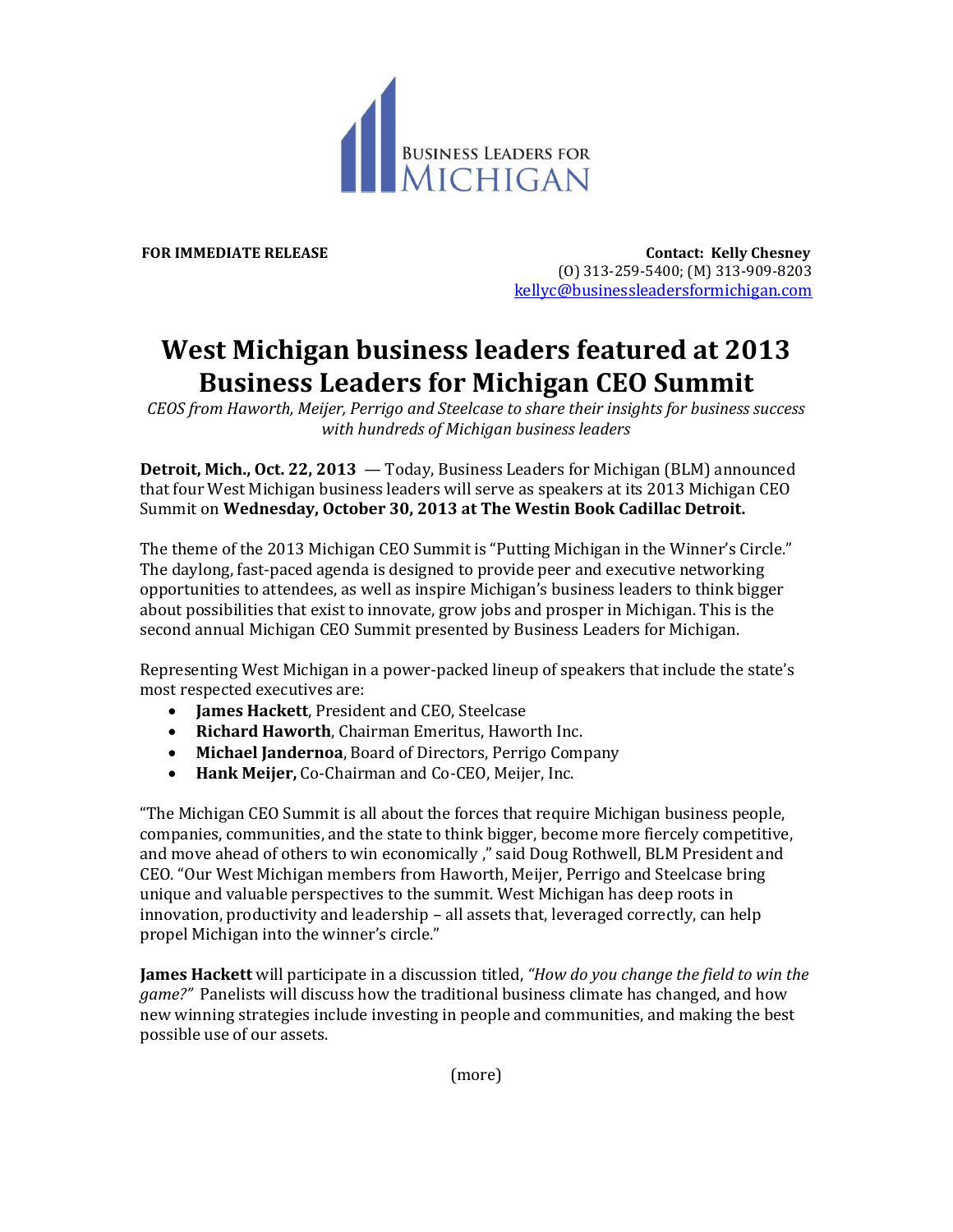BUSINESS LEADERS FOR MICHIGAN

**FOR IMMEDIATE RELEASE**

**Contact: Kelly Chesney**
(O) 313-259-5400; (M) 313-909-8203
kellyc@businessleadersformichigan.com

# West Michigan business leaders featured at 2013 Business Leaders for Michigan CEO Summit

*CEOS from Haworth, Meijer, Perrigo and Steelcase to share their insights for business success with hundreds of Michigan business leaders*

**Detroit, Mich., Oct. 22, 2013** — Today, Business Leaders for Michigan (BLM) announced that four West Michigan business leaders will serve as speakers at its 2013 Michigan CEO Summit on **Wednesday, October 30, 2013 at The Westin Book Cadillac Detroit.**

The theme of the 2013 Michigan CEO Summit is "Putting Michigan in the Winner's Circle." The daylong, fast-paced agenda is designed to provide peer and executive networking opportunities to attendees, as well as inspire Michigan's business leaders to think bigger about possibilities that exist to innovate, grow jobs and prosper in Michigan. This is the second annual Michigan CEO Summit presented by Business Leaders for Michigan.

Representing West Michigan in a power-packed lineup of speakers that include the state's most respected executives are:

- **James Hackett**, President and CEO, Steelcase
- **Richard Haworth**, Chairman Emeritus, Haworth Inc.
- **Michael Jandernoa**, Board of Directors, Perrigo Company
- **Hank Meijer,** Co-Chairman and Co-CEO, Meijer, Inc.

"The Michigan CEO Summit is all about the forces that require Michigan business people, companies, communities, and the state to think bigger, become more fiercely competitive, and move ahead of others to win economically ," said Doug Rothwell, BLM President and CEO. "Our West Michigan members from Haworth, Meijer, Perrigo and Steelcase bring unique and valuable perspectives to the summit. West Michigan has deep roots in innovation, productivity and leadership – all assets that, leveraged correctly, can help propel Michigan into the winner's circle."

**James Hackett** will participate in a discussion titled, *"How do you change the field to win the game?"* Panelists will discuss how the traditional business climate has changed, and how new winning strategies include investing in people and communities, and making the best possible use of our assets.

(more)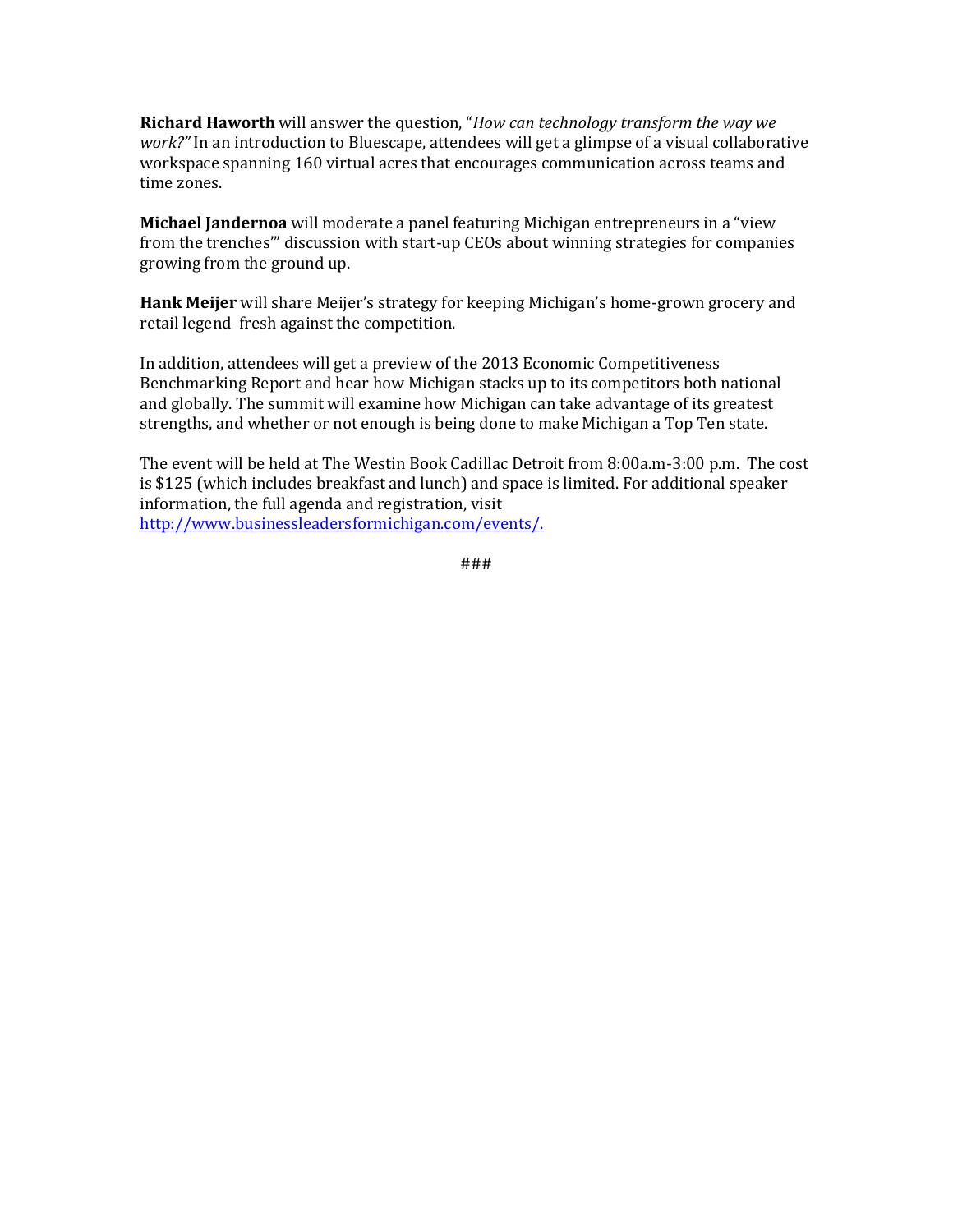**Richard Haworth** will answer the question, "*How can technology transform the way we work?"* In an introduction to Bluescape, attendees will get a glimpse of a visual collaborative workspace spanning 160 virtual acres that encourages communication across teams and time zones.

**Michael Jandernoa** will moderate a panel featuring Michigan entrepreneurs in a "view from the trenches'" discussion with start-up CEOs about winning strategies for companies growing from the ground up.

**Hank Meijer** will share Meijer's strategy for keeping Michigan's home-grown grocery and retail legend fresh against the competition.

In addition, attendees will get a preview of the 2013 Economic Competitiveness Benchmarking Report and hear how Michigan stacks up to its competitors both national and globally. The summit will examine how Michigan can take advantage of its greatest strengths, and whether or not enough is being done to make Michigan a Top Ten state.

The event will be held at The Westin Book Cadillac Detroit from 8:00a.m-3:00 p.m. The cost is $125 (which includes breakfast and lunch) and space is limited. For additional speaker information, the full agenda and registration, visit http://www.businessleadersformichigan.com/events/.

###